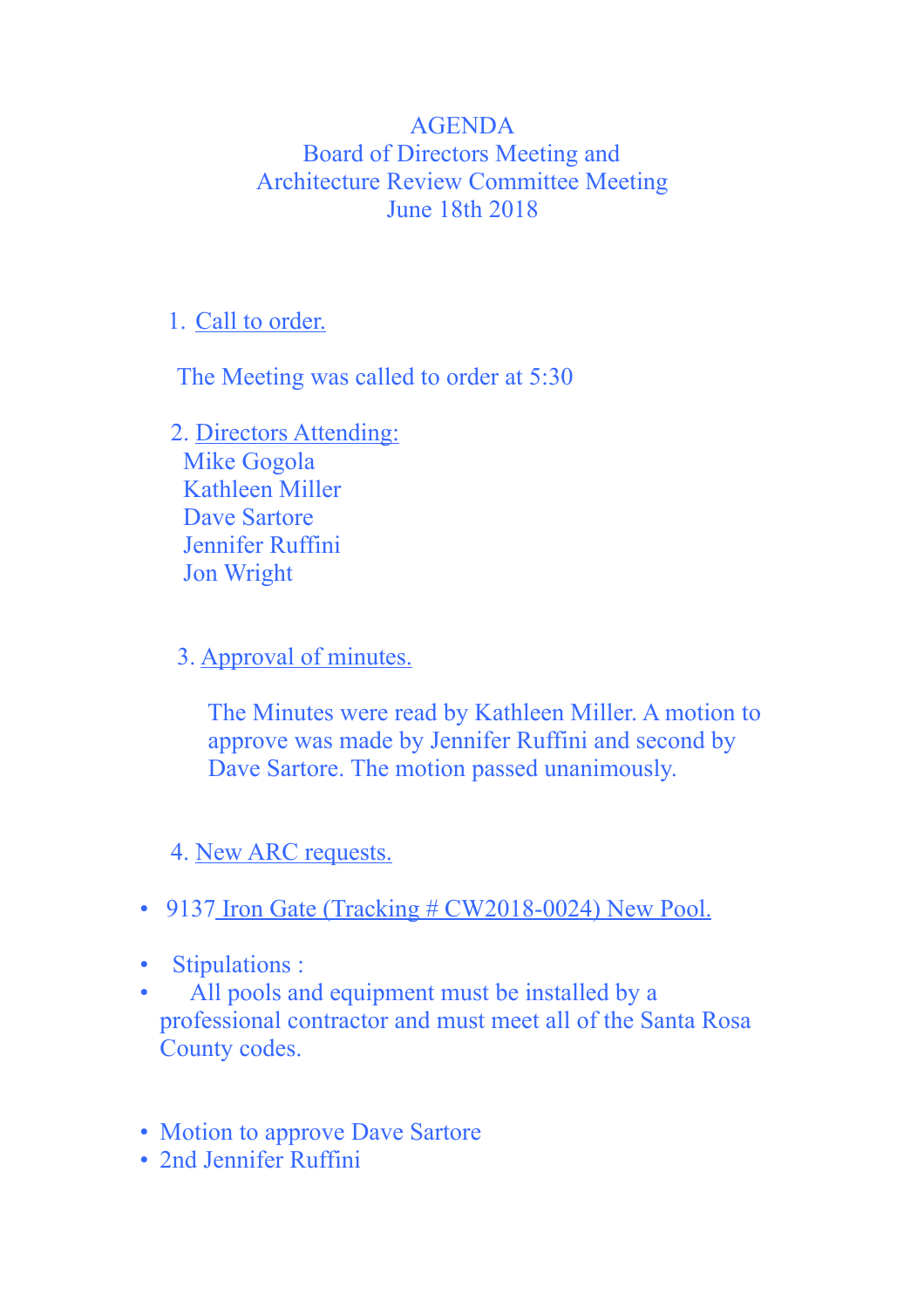AGENDA
Board of Directors Meeting and
Architecture Review Committee Meeting
June 18th 2018

1. Call to order.

The Meeting was called to order at 5:30

2. Directors Attending:
   Mike Gogola
   Kathleen Miller
   Dave Sartore
   Jennifer Ruffini
   Jon Wright

3. Approval of minutes.

   The Minutes were read by Kathleen Miller. A motion to approve was made by Jennifer Ruffini and second by Dave Sartore. The motion passed unanimously.

4. New ARC requests.

- 9137 Iron Gate (Tracking # CW2018-0024) New Pool.

- Stipulations :
- All pools and equipment must be installed by a professional contractor and must meet all of the Santa Rosa County codes.

- Motion to approve Dave Sartore
- 2nd Jennifer Ruffini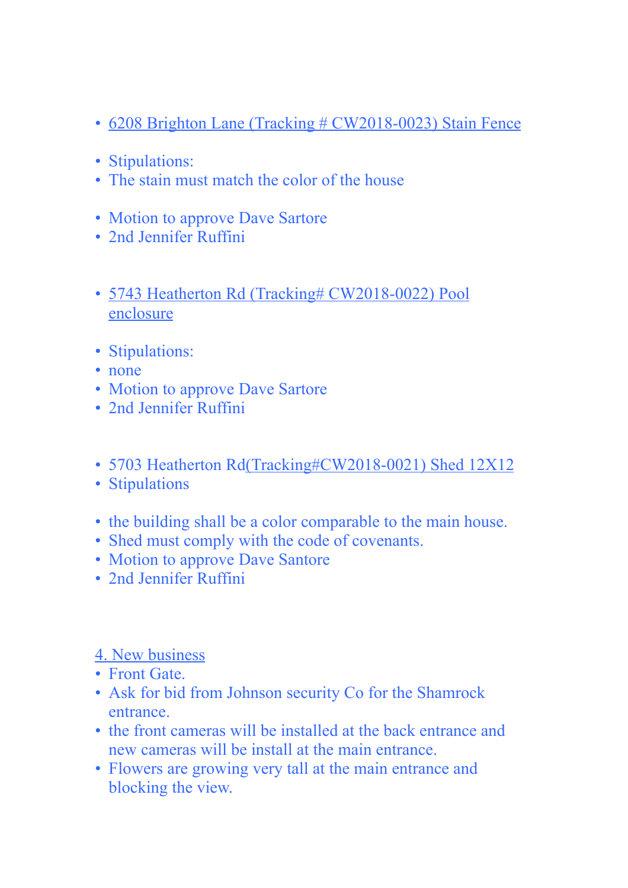- 6208 Brighton Lane (Tracking # CW2018-0023) Stain Fence

- Stipulations:
- The stain must match the color of the house

- Motion to approve Dave Sartore
- 2nd Jennifer Ruffini

- 5743 Heatherton Rd (Tracking# CW2018-0022) Pool enclosure

- Stipulations:
- none
- Motion to approve Dave Sartore
- 2nd Jennifer Ruffini

- 5703 Heatherton Rd(Tracking#CW2018-0021) Shed 12X12
- Stipulations

- the building shall be a color comparable to the main house.
- Shed must comply with the code of covenants.
- Motion to approve Dave Santore
- 2nd Jennifer Ruffini

4. New business

- Front Gate.
- Ask for bid from Johnson security Co for the Shamrock entrance.
- the front cameras will be installed at the back entrance and new cameras will be install at the main entrance.
- Flowers are growing very tall at the main entrance and blocking the view.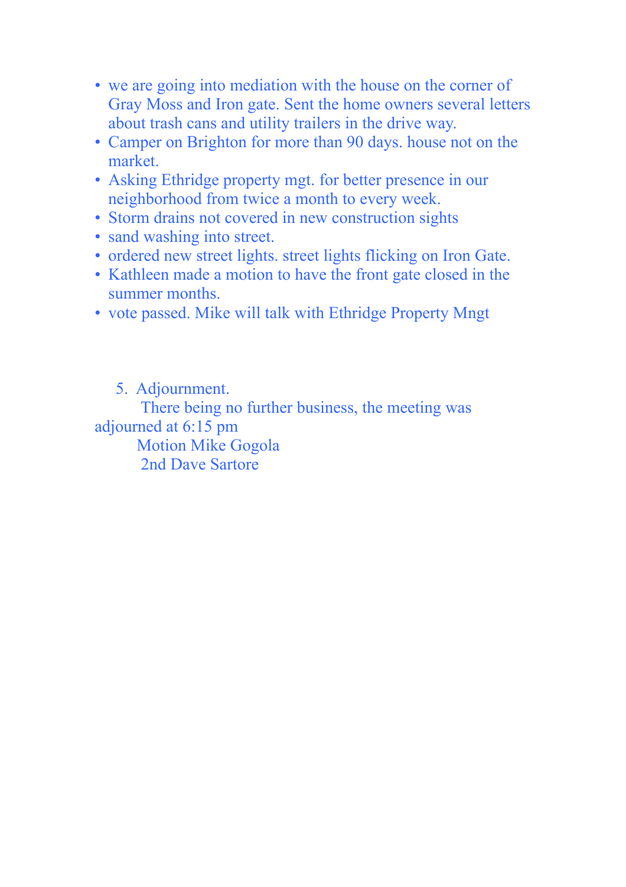- we are going into mediation with the house on the corner of Gray Moss and Iron gate. Sent the home owners several letters about trash cans and utility trailers in the drive way.
- Camper on Brighton for more than 90 days. house not on the market.
- Asking Ethridge property mgt. for better presence in our neighborhood from twice a month to every week.
- Storm drains not covered in new construction sights
- sand washing into street.
- ordered new street lights. street lights flicking on Iron Gate.
- Kathleen made a motion to have the front gate closed in the summer months.
- vote passed. Mike will talk with Ethridge Property Mngt

5. Adjournment.

There being no further business, the meeting was adjourned at 6:15 pm

Motion Mike Gogola

2nd Dave Sartore